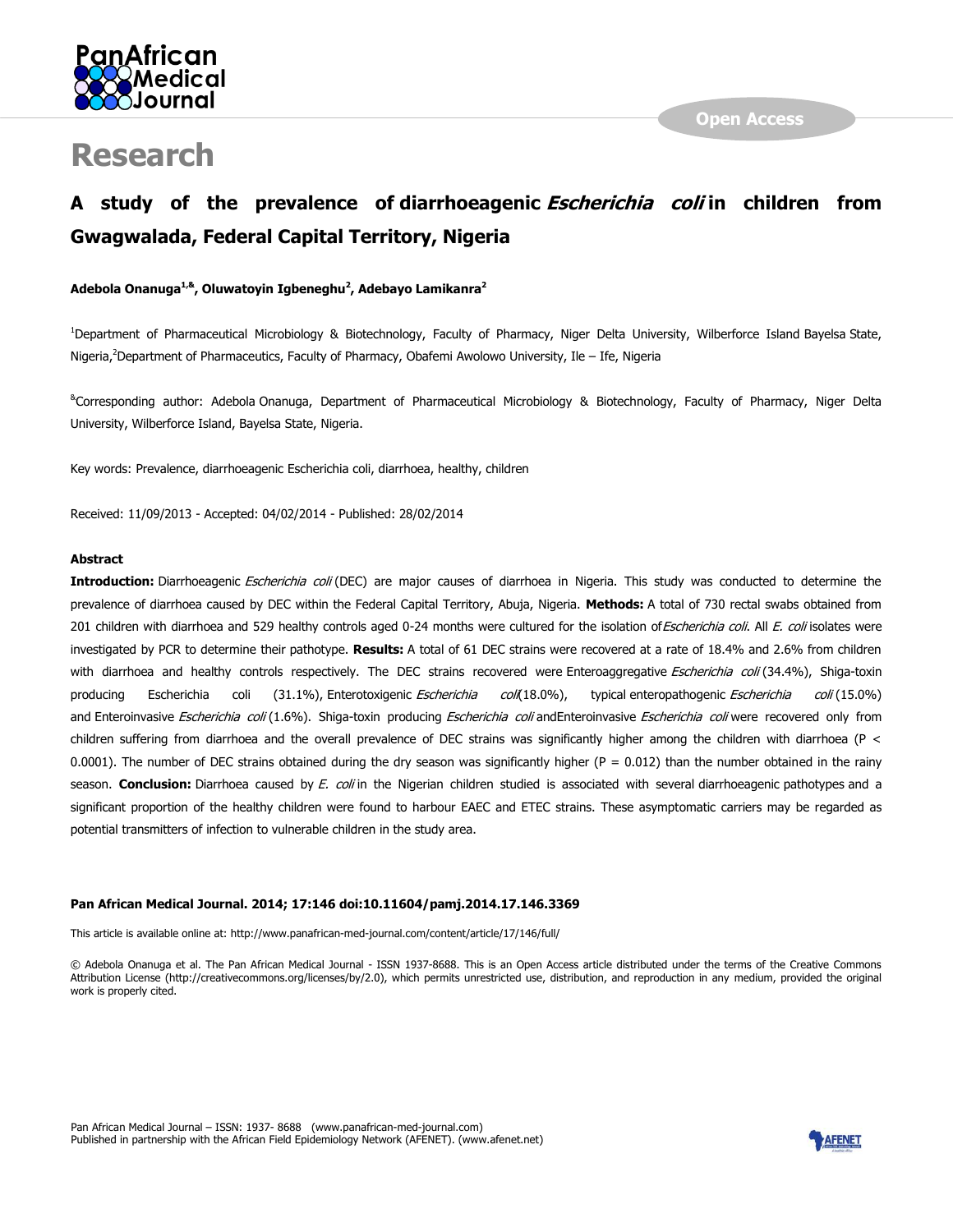Open Access

# Research

## A study of the prevalence of diarrhoeagenic *Escherichia coli* in children from Gwagwalada, Federal Capital Territory, Nigeria

**Adebola Onanuga[1,&], Oluwatoyin Igbeneghu[2], Adebayo Lamikanra[2]**

[1]Department of Pharmaceutical Microbiology & Biotechnology, Faculty of Pharmacy, Niger Delta University, Wilberforce Island Bayelsa State, Nigeria,[2]Department of Pharmaceutics, Faculty of Pharmacy, Obafemi Awolowo University, Ile – Ife, Nigeria

[&]Corresponding author: Adebola Onanuga, Department of Pharmaceutical Microbiology & Biotechnology, Faculty of Pharmacy, Niger Delta University, Wilberforce Island, Bayelsa State, Nigeria.

Key words: Prevalence, diarrhoeagenic Escherichia coli, diarrhoea, healthy, children

Received: 11/09/2013 - Accepted: 04/02/2014 - Published: 28/02/2014

### Abstract

**Introduction:** Diarrhoeagenic *Escherichia coli* (DEC) are major causes of diarrhoea in Nigeria. This study was conducted to determine the prevalence of diarrhoea caused by DEC within the Federal Capital Territory, Abuja, Nigeria. **Methods:** A total of 730 rectal swabs obtained from 201 children with diarrhoea and 529 healthy controls aged 0-24 months were cultured for the isolation of *Escherichia coli*. All *E. coli* isolates were investigated by PCR to determine their pathotype. **Results:** A total of 61 DEC strains were recovered at a rate of 18.4% and 2.6% from children with diarrhoea and healthy controls respectively. The DEC strains recovered were Enteroaggregative *Escherichia coli* (34.4%), Shiga-toxin producing Escherichia coli (31.1%), Enterotoxigenic *Escherichia coli* (18.0%), typical enteropathogenic *Escherichia coli* (15.0%) and Enteroinvasive *Escherichia coli* (1.6%). Shiga-toxin producing *Escherichia coli* and Enteroinvasive *Escherichia coli* were recovered only from children suffering from diarrhoea and the overall prevalence of DEC strains was significantly higher among the children with diarrhoea ($P < 0.0001$). The number of DEC strains obtained during the dry season was significantly higher ($P = 0.012$) than the number obtained in the rainy season. **Conclusion:** Diarrhoea caused by *E. coli* in the Nigerian children studied is associated with several diarrhoeagenic pathotypes and a significant proportion of the healthy children were found to harbour EAEC and ETEC strains. These asymptomatic carriers may be regarded as potential transmitters of infection to vulnerable children in the study area.

**Pan African Medical Journal. 2014; 17:146 doi:10.11604/pamj.2014.17.146.3369**

This article is available online at: http://www.panafrican-med-journal.com/content/article/17/146/full/

© Adebola Onanuga et al. The Pan African Medical Journal - ISSN 1937-8688. This is an Open Access article distributed under the terms of the Creative Commons Attribution License (http://creativecommons.org/licenses/by/2.0), which permits unrestricted use, distribution, and reproduction in any medium, provided the original work is properly cited.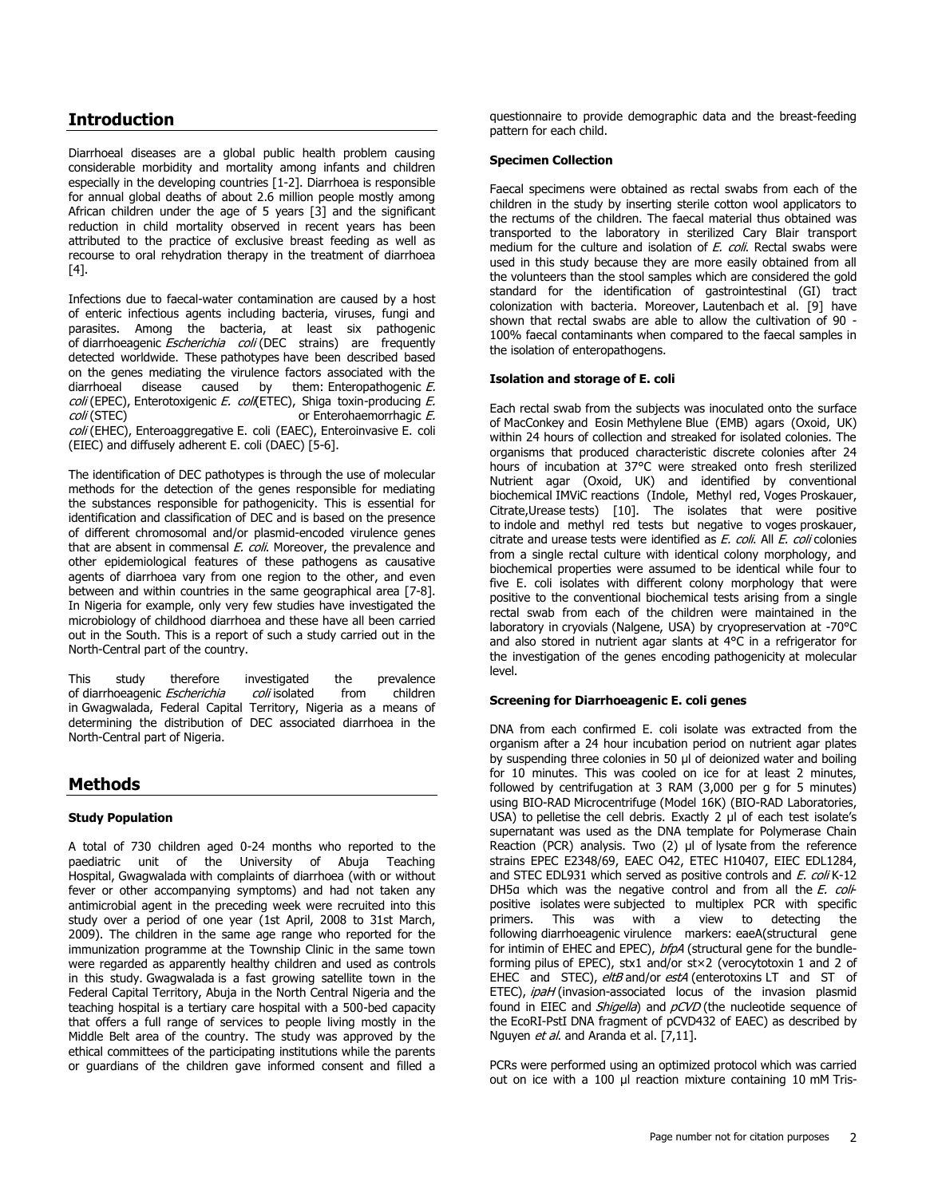## Introduction

Diarrhoeal diseases are a global public health problem causing considerable morbidity and mortality among infants and children especially in the developing countries [1-2]. Diarrhoea is responsible for annual global deaths of about 2.6 million people mostly among African children under the age of 5 years [3] and the significant reduction in child mortality observed in recent years has been attributed to the practice of exclusive breast feeding as well as recourse to oral rehydration therapy in the treatment of diarrhoea [4].

Infections due to faecal-water contamination are caused by a host of enteric infectious agents including bacteria, viruses, fungi and parasites. Among the bacteria, at least six pathogenic of diarrhoeagenic *Escherichia coli* (DEC strains) are frequently detected worldwide. These pathotypes have been described based on the genes mediating the virulence factors associated with the diarrhoeal disease caused by them: Enteropathogenic *E. coli* (EPEC), Enterotoxigenic *E. coli*(ETEC), Shiga toxin-producing *E. coli* (STEC) or Enterohaemorrhagic *E. coli* (EHEC), Enteroaggregative E. coli (EAEC), Enteroinvasive E. coli (EIEC) and diffusely adherent E. coli (DAEC) [5-6].

The identification of DEC pathotypes is through the use of molecular methods for the detection of the genes responsible for mediating the substances responsible for pathogenicity. This is essential for identification and classification of DEC and is based on the presence of different chromosomal and/or plasmid-encoded virulence genes that are absent in commensal *E. coli*. Moreover, the prevalence and other epidemiological features of these pathogens as causative agents of diarrhoea vary from one region to the other, and even between and within countries in the same geographical area [7-8]. In Nigeria for example, only very few studies have investigated the microbiology of childhood diarrhoea and these have all been carried out in the South. This is a report of such a study carried out in the North-Central part of the country.

This study therefore investigated the prevalence of diarrhoeagenic *Escherichia coli* isolated from children in Gwagwalada, Federal Capital Territory, Nigeria as a means of determining the distribution of DEC associated diarrhoea in the North-Central part of Nigeria.

## Methods

### Study Population

A total of 730 children aged 0-24 months who reported to the paediatric unit of the University of Abuja Teaching Hospital, Gwagwalada with complaints of diarrhoea (with or without fever or other accompanying symptoms) and had not taken any antimicrobial agent in the preceding week were recruited into this study over a period of one year (1st April, 2008 to 31st March, 2009). The children in the same age range who reported for the immunization programme at the Township Clinic in the same town were regarded as apparently healthy children and used as controls in this study. Gwagwalada is a fast growing satellite town in the Federal Capital Territory, Abuja in the North Central Nigeria and the teaching hospital is a tertiary care hospital with a 500-bed capacity that offers a full range of services to people living mostly in the Middle Belt area of the country. The study was approved by the ethical committees of the participating institutions while the parents or guardians of the children gave informed consent and filled a questionnaire to provide demographic data and the breast-feeding pattern for each child.

### Specimen Collection

Faecal specimens were obtained as rectal swabs from each of the children in the study by inserting sterile cotton wool applicators to the rectums of the children. The faecal material thus obtained was transported to the laboratory in sterilized Cary Blair transport medium for the culture and isolation of *E. coli*. Rectal swabs were used in this study because they are more easily obtained from all the volunteers than the stool samples which are considered the gold standard for the identification of gastrointestinal (GI) tract colonization with bacteria. Moreover, Lautenbach et al. [9] have shown that rectal swabs are able to allow the cultivation of 90 - 100% faecal contaminants when compared to the faecal samples in the isolation of enteropathogens.

### Isolation and storage of E. coli

Each rectal swab from the subjects was inoculated onto the surface of MacConkey and Eosin Methylene Blue (EMB) agars (Oxoid, UK) within 24 hours of collection and streaked for isolated colonies. The organisms that produced characteristic discrete colonies after 24 hours of incubation at 37°C were streaked onto fresh sterilized Nutrient agar (Oxoid, UK) and identified by conventional biochemical IMViC reactions (Indole, Methyl red, Voges Proskauer, Citrate,Urease tests) [10]. The isolates that were positive to indole and methyl red tests but negative to voges proskauer, citrate and urease tests were identified as *E. coli*. All *E. coli* colonies from a single rectal culture with identical colony morphology, and biochemical properties were assumed to be identical while four to five E. coli isolates with different colony morphology that were positive to the conventional biochemical tests arising from a single rectal swab from each of the children were maintained in the laboratory in cryovials (Nalgene, USA) by cryopreservation at -70°C and also stored in nutrient agar slants at 4°C in a refrigerator for the investigation of the genes encoding pathogenicity at molecular level.

### Screening for Diarrhoeagenic E. coli genes

DNA from each confirmed E. coli isolate was extracted from the organism after a 24 hour incubation period on nutrient agar plates by suspending three colonies in 50 µl of deionized water and boiling for 10 minutes. This was cooled on ice for at least 2 minutes, followed by centrifugation at 3 RAM (3,000 per g for 5 minutes) using BIO-RAD Microcentrifuge (Model 16K) (BIO-RAD Laboratories, USA) to pelletise the cell debris. Exactly 2 µl of each test isolate's supernatant was used as the DNA template for Polymerase Chain Reaction (PCR) analysis. Two (2) µl of lysate from the reference strains EPEC E2348/69, EAEC O42, ETEC H10407, EIEC EDL1284, and STEC EDL931 which served as positive controls and *E. coli* K-12 DH5α which was the negative control and from all the *E. coli*-positive isolates were subjected to multiplex PCR with specific primers. This was with a view to detecting the following diarrhoeagenic virulence markers: eaeA(structural gene for intimin of EHEC and EPEC), *bfpA* (structural gene for the bundle-forming pilus of EPEC), stx1 and/or stx×2 (verocytotoxin 1 and 2 of EHEC and STEC), *eltB* and/or *estA* (enterotoxins LT and ST of ETEC), *ipaH* (invasion-associated locus of the invasion plasmid found in EIEC and *Shigella*) and *pCVD* (the nucleotide sequence of the EcoRI-PstI DNA fragment of pCVD432 of EAEC) as described by Nguyen *et al.* and Aranda et al. [7,11].

PCRs were performed using an optimized protocol which was carried out on ice with a 100 µl reaction mixture containing 10 mM Tris-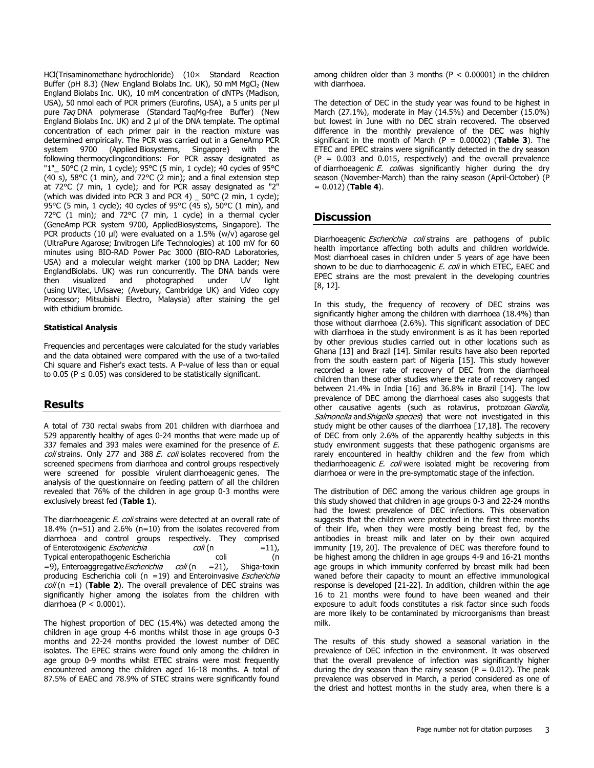HCl(Trisaminomethane hydrochloride) (10× Standard Reaction Buffer (pH 8.3) (New England Biolabs Inc. UK), 50 mM $MgCl_2$ (New England Biolabs Inc. UK), 10 mM concentration of dNTPs (Madison, USA), 50 nmol each of PCR primers (Eurofins, USA), a 5 units per µl pure *Taq* DNA polymerase (Standard TaqMg-free Buffer) (New England Biolabs Inc. UK) and 2 µl of the DNA template. The optimal concentration of each primer pair in the reaction mixture was determined empirically. The PCR was carried out in a GeneAmp PCR system 9700 (Applied Biosystems, Singapore) with the following thermocyclingconditions: For PCR assay designated as "1"_ 50°C (2 min, 1 cycle); 95°C (5 min, 1 cycle); 40 cycles of 95°C (40 s), 58°C (1 min), and 72°C (2 min); and a final extension step at 72°C (7 min, 1 cycle); and for PCR assay designated as "2" (which was divided into PCR 3 and PCR 4) _ 50°C (2 min, 1 cycle); 95°C (5 min, 1 cycle); 40 cycles of 95°C (45 s), 50°C (1 min), and 72°C (1 min); and 72°C (7 min, 1 cycle) in a thermal cycler (GeneAmp PCR system 9700, AppliedBiosystems, Singapore). The PCR products (10 µl) were evaluated on a 1.5% (w/v) agarose gel (UltraPure Agarose; Invitrogen Life Technologies) at 100 mV for 60 minutes using BIO-RAD Power Pac 3000 (BIO-RAD Laboratories, USA) and a molecular weight marker (100 bp DNA Ladder; New EnglandBiolabs. UK) was run concurrently. The DNA bands were then visualized and photographed under UV light (using UVitec, UVisave; (Avebury, Cambridge UK) and Video copy Processor; Mitsubishi Electro, Malaysia) after staining the gel with ethidium bromide.

#### Statistical Analysis

Frequencies and percentages were calculated for the study variables and the data obtained were compared with the use of a two-tailed Chi square and Fisher's exact tests. A P-value of less than or equal to 0.05 ($P \leq 0.05$) was considered to be statistically significant.

## Results

A total of 730 rectal swabs from 201 children with diarrhoea and 529 apparently healthy of ages 0-24 months that were made up of 337 females and 393 males were examined for the presence of *E. coli* strains. Only 277 and 388 *E. coli* isolates recovered from the screened specimens from diarrhoea and control groups respectively were screened for possible virulent diarrhoeagenic genes. The analysis of the questionnaire on feeding pattern of all the children revealed that 76% of the children in age group 0-3 months were exclusively breast fed (**Table 1**).

The diarrhoeagenic *E. coli* strains were detected at an overall rate of 18.4% (n=51) and 2.6% (n=10) from the isolates recovered from diarrhoea and control groups respectively. They comprised of Enterotoxigenic *Escherichia coli* (n =11), Typical enteropathogenic Escherichia coli (n =9), Enteroaggregative*Escherichia coli* (n =21), Shiga-toxin producing Escherichia coli (n =19) and Enteroinvasive *Escherichia coli* (n =1) (**Table 2**). The overall prevalence of DEC strains was significantly higher among the isolates from the children with diarrhoea ($P < 0.0001$).

The highest proportion of DEC (15.4%) was detected among the children in age group 4-6 months whilst those in age groups 0-3 months and 22-24 months provided the lowest number of DEC isolates. The EPEC strains were found only among the children in age group 0-9 months whilst ETEC strains were most frequently encountered among the children aged 16-18 months. A total of 87.5% of EAEC and 78.9% of STEC strains were significantly found among children older than 3 months ($P < 0.00001$) in the children with diarrhoea.

The detection of DEC in the study year was found to be highest in March (27.1%), moderate in May (14.5%) and December (15.0%) but lowest in June with no DEC strain recovered. The observed difference in the monthly prevalence of the DEC was highly significant in the month of March ($P = 0.00002$) (**Table 3**). The ETEC and EPEC strains were significantly detected in the dry season ($P = 0.003$ and $0.015$, respectively) and the overall prevalence of diarrhoeagenic *E. coli*was significantly higher during the dry season (November-March) than the rainy season (April-October) ($P = 0.012$) (**Table 4**).

## Discussion

Diarrhoeagenic *Escherichia coli* strains are pathogens of public health importance affecting both adults and children worldwide. Most diarrhoeal cases in children under 5 years of age have been shown to be due to diarrhoeagenic *E. coli* in which ETEC, EAEC and EPEC strains are the most prevalent in the developing countries [8, 12].

In this study, the frequency of recovery of DEC strains was significantly higher among the children with diarrhoea (18.4%) than those without diarrhoea (2.6%). This significant association of DEC with diarrhoea in the study environment is as it has been reported by other previous studies carried out in other locations such as Ghana [13] and Brazil [14]. Similar results have also been reported from the south eastern part of Nigeria [15]. This study however recorded a lower rate of recovery of DEC from the diarrhoeal children than these other studies where the rate of recovery ranged between 21.4% in India [16] and 36.8% in Brazil [14]. The low prevalence of DEC among the diarrhoeal cases also suggests that other causative agents (such as rotavirus, protozoan *Giardia, Salmonella* and*Shigella species*) that were not investigated in this study might be other causes of the diarrhoea [17,18]. The recovery of DEC from only 2.6% of the apparently healthy subjects in this study environment suggests that these pathogenic organisms are rarely encountered in healthy children and the few from which thediarrhoeagenic *E. coli* were isolated might be recovering from diarrhoea or were in the pre-symptomatic stage of the infection.

The distribution of DEC among the various children age groups in this study showed that children in age groups 0-3 and 22-24 months had the lowest prevalence of DEC infections. This observation suggests that the children were protected in the first three months of their life, when they were mostly being breast fed, by the antibodies in breast milk and later on by their own acquired immunity [19, 20]. The prevalence of DEC was therefore found to be highest among the children in age groups 4-9 and 16-21 months age groups in which immunity conferred by breast milk had been waned before their capacity to mount an effective immunological response is developed [21-22]. In addition, children within the age 16 to 21 months were found to have been weaned and their exposure to adult foods constitutes a risk factor since such foods are more likely to be contaminated by microorganisms than breast milk.

The results of this study showed a seasonal variation in the prevalence of DEC infection in the environment. It was observed that the overall prevalence of infection was significantly higher during the dry season than the rainy season ($P = 0.012$). The peak prevalence was observed in March, a period considered as one of the driest and hottest months in the study area, when there is a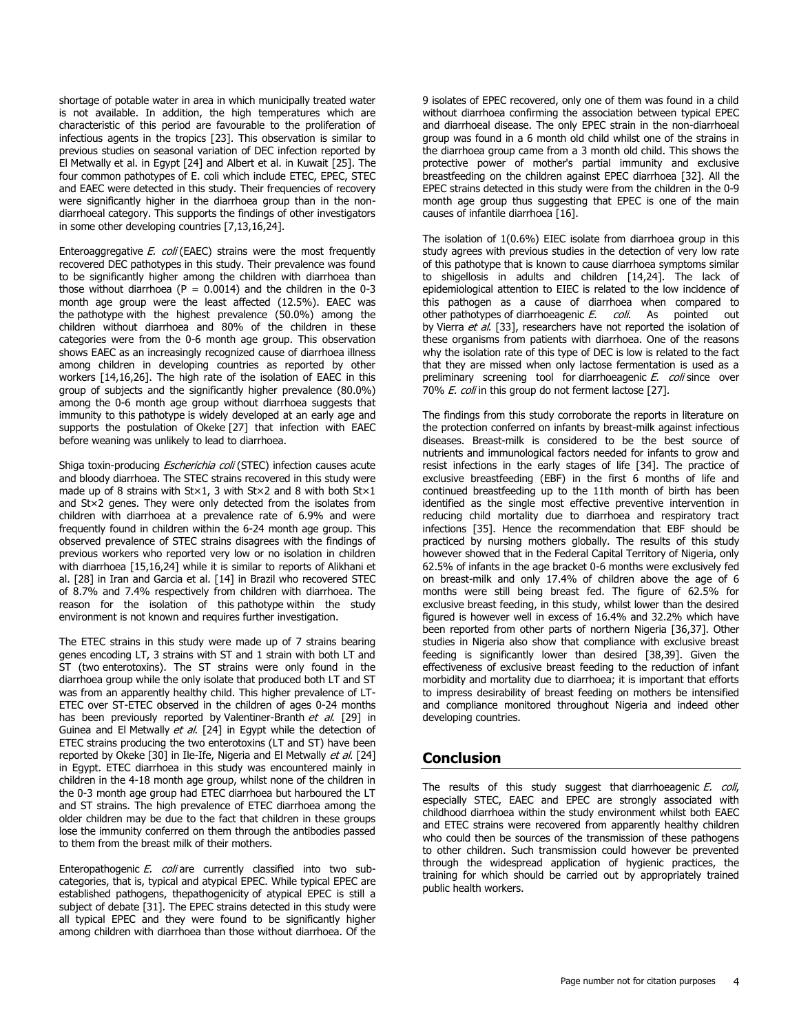shortage of potable water in area in which municipally treated water is not available. In addition, the high temperatures which are characteristic of this period are favourable to the proliferation of infectious agents in the tropics [23]. This observation is similar to previous studies on seasonal variation of DEC infection reported by El Metwally et al. in Egypt [24] and Albert et al. in Kuwait [25]. The four common pathotypes of E. coli which include ETEC, EPEC, STEC and EAEC were detected in this study. Their frequencies of recovery were significantly higher in the diarrhoea group than in the non-diarrhoeal category. This supports the findings of other investigators in some other developing countries [7,13,16,24].

Enteroaggregative *E. coli* (EAEC) strains were the most frequently recovered DEC pathotypes in this study. Their prevalence was found to be significantly higher among the children with diarrhoea than those without diarrhoea ($P = 0.0014$) and the children in the 0-3 month age group were the least affected (12.5%). EAEC was the pathotype with the highest prevalence (50.0%) among the children without diarrhoea and 80% of the children in these categories were from the 0-6 month age group. This observation shows EAEC as an increasingly recognized cause of diarrhoea illness among children in developing countries as reported by other workers [14,16,26]. The high rate of the isolation of EAEC in this group of subjects and the significantly higher prevalence (80.0%) among the 0-6 month age group without diarrhoea suggests that immunity to this pathotype is widely developed at an early age and supports the postulation of Okeke [27] that infection with EAEC before weaning was unlikely to lead to diarrhoea.

Shiga toxin-producing *Escherichia coli* (STEC) infection causes acute and bloody diarrhoea. The STEC strains recovered in this study were made up of 8 strains with Stx1, 3 with Stx2 and 8 with both Stx1 and Stx2 genes. They were only detected from the isolates from children with diarrhoea at a prevalence rate of 6.9% and were frequently found in children within the 6-24 month age group. This observed prevalence of STEC strains disagrees with the findings of previous workers who reported very low or no isolation in children with diarrhoea [15,16,24] while it is similar to reports of Alikhani et al. [28] in Iran and Garcia et al. [14] in Brazil who recovered STEC of 8.7% and 7.4% respectively from children with diarrhoea. The reason for the isolation of this pathotype within the study environment is not known and requires further investigation.

The ETEC strains in this study were made up of 7 strains bearing genes encoding LT, 3 strains with ST and 1 strain with both LT and ST (two enterotoxins). The ST strains were only found in the diarrhoea group while the only isolate that produced both LT and ST was from an apparently healthy child. This higher prevalence of LT-ETEC over ST-ETEC observed in the children of ages 0-24 months has been previously reported by Valentiner-Branth *et al.* [29] in Guinea and El Metwally *et al.* [24] in Egypt while the detection of ETEC strains producing the two enterotoxins (LT and ST) have been reported by Okeke [30] in Ile-Ife, Nigeria and El Metwally *et al.* [24] in Egypt. ETEC diarrhoea in this study was encountered mainly in children in the 4-18 month age group, whilst none of the children in the 0-3 month age group had ETEC diarrhoea but harboured the LT and ST strains. The high prevalence of ETEC diarrhoea among the older children may be due to the fact that children in these groups lose the immunity conferred on them through the antibodies passed to them from the breast milk of their mothers.

Enteropathogenic *E. coli* are currently classified into two sub-categories, that is, typical and atypical EPEC. While typical EPEC are established pathogens, thepathogenicity of atypical EPEC is still a subject of debate [31]. The EPEC strains detected in this study were all typical EPEC and they were found to be significantly higher among children with diarrhoea than those without diarrhoea. Of the 9 isolates of EPEC recovered, only one of them was found in a child without diarrhoea confirming the association between typical EPEC and diarrhoeal disease. The only EPEC strain in the non-diarrhoeal group was found in a 6 month old child whilst one of the strains in the diarrhoea group came from a 3 month old child. This shows the protective power of mother's partial immunity and exclusive breastfeeding on the children against EPEC diarrhoea [32]. All the EPEC strains detected in this study were from the children in the 0-9 month age group thus suggesting that EPEC is one of the main causes of infantile diarrhoea [16].

The isolation of 1(0.6%) EIEC isolate from diarrhoea group in this study agrees with previous studies in the detection of very low rate of this pathotype that is known to cause diarrhoea symptoms similar to shigellosis in adults and children [14,24]. The lack of epidemiological attention to EIEC is related to the low incidence of this pathogen as a cause of diarrhoea when compared to other pathotypes of diarrhoeagenic *E. coli*. As pointed out by Vierra *et al.* [33], researchers have not reported the isolation of these organisms from patients with diarrhoea. One of the reasons why the isolation rate of this type of DEC is low is related to the fact that they are missed when only lactose fermentation is used as a preliminary screening tool for diarrhoeagenic *E. coli* since over 70% *E. coli* in this group do not ferment lactose [27].

The findings from this study corroborate the reports in literature on the protection conferred on infants by breast-milk against infectious diseases. Breast-milk is considered to be the best source of nutrients and immunological factors needed for infants to grow and resist infections in the early stages of life [34]. The practice of exclusive breastfeeding (EBF) in the first 6 months of life and continued breastfeeding up to the 11th month of birth has been identified as the single most effective preventive intervention in reducing child mortality due to diarrhoea and respiratory tract infections [35]. Hence the recommendation that EBF should be practiced by nursing mothers globally. The results of this study however showed that in the Federal Capital Territory of Nigeria, only 62.5% of infants in the age bracket 0-6 months were exclusively fed on breast-milk and only 17.4% of children above the age of 6 months were still being breast fed. The figure of 62.5% for exclusive breast feeding, in this study, whilst lower than the desired figured is however well in excess of 16.4% and 32.2% which have been reported from other parts of northern Nigeria [36,37]. Other studies in Nigeria also show that compliance with exclusive breast feeding is significantly lower than desired [38,39]. Given the effectiveness of exclusive breast feeding to the reduction of infant morbidity and mortality due to diarrhoea; it is important that efforts to impress desirability of breast feeding on mothers be intensified and compliance monitored throughout Nigeria and indeed other developing countries.

## Conclusion

The results of this study suggest that diarrhoeagenic *E. coli*, especially STEC, EAEC and EPEC are strongly associated with childhood diarrhoea within the study environment whilst both EAEC and ETEC strains were recovered from apparently healthy children who could then be sources of the transmission of these pathogens to other children. Such transmission could however be prevented through the widespread application of hygienic practices, the training for which should be carried out by appropriately trained public health workers.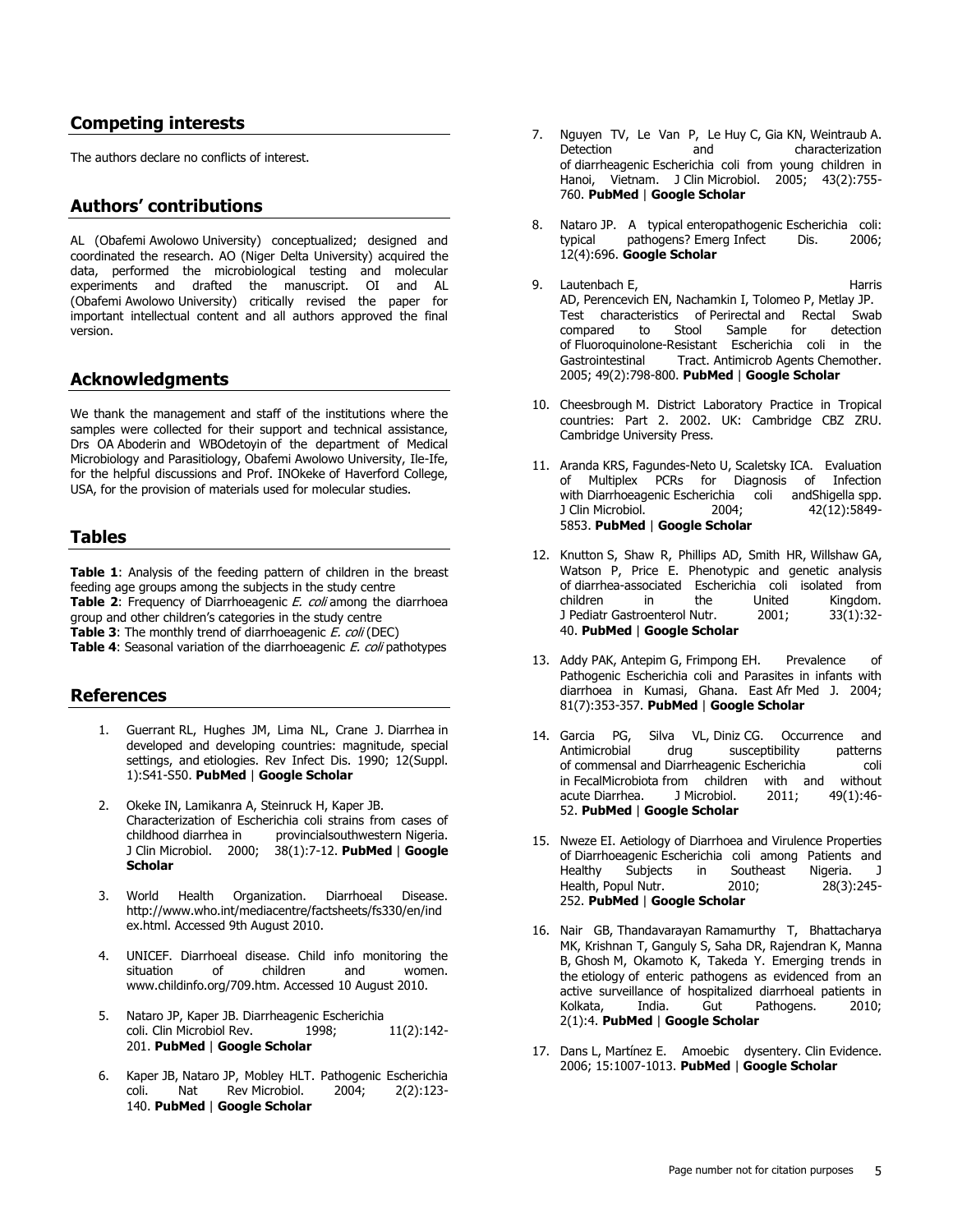## Competing interests

The authors declare no conflicts of interest.

## Authors' contributions

AL (Obafemi Awolowo University) conceptualized; designed and coordinated the research. AO (Niger Delta University) acquired the data, performed the microbiological testing and molecular experiments and drafted the manuscript. OI and AL (Obafemi Awolowo University) critically revised the paper for important intellectual content and all authors approved the final version.

## Acknowledgments

We thank the management and staff of the institutions where the samples were collected for their support and technical assistance, Drs OA Aboderin and WBOdetoyin of the department of Medical Microbiology and Parasitiology, Obafemi Awolowo University, Ile-Ife, for the helpful discussions and Prof. INOkeke of Haverford College, USA, for the provision of materials used for molecular studies.

## Tables

**Table 1**: Analysis of the feeding pattern of children in the breast feeding age groups among the subjects in the study centre
**Table 2**: Frequency of Diarrhoeagenic *E. coli* among the diarrhoea group and other children's categories in the study centre
**Table 3**: The monthly trend of diarrhoeagenic *E. coli* (DEC)
**Table 4**: Seasonal variation of the diarrhoeagenic *E. coli* pathotypes

## References

1. Guerrant RL, Hughes JM, Lima NL, Crane J. Diarrhea in developed and developing countries: magnitude, special settings, and etiologies. Rev Infect Dis. 1990; 12(Suppl. 1):S41-S50. **PubMed** | **Google Scholar**
2. Okeke IN, Lamikanra A, Steinruck H, Kaper JB. Characterization of Escherichia coli strains from cases of childhood diarrhea in provincialsouthwestern Nigeria. J Clin Microbiol. 2000; 38(1):7-12. **PubMed** | **Google Scholar**
3. World Health Organization. Diarrhoeal Disease. http://www.who.int/mediacentre/factsheets/fs330/en/index.html. Accessed 9th August 2010.
4. UNICEF. Diarrhoeal disease. Child info monitoring the situation of children and women. www.childinfo.org/709.htm. Accessed 10 August 2010.
5. Nataro JP, Kaper JB. Diarrheagenic Escherichia coli. Clin Microbiol Rev. 1998; 11(2):142-201. **PubMed** | **Google Scholar**
6. Kaper JB, Nataro JP, Mobley HLT. Pathogenic Escherichia coli. Nat Rev Microbiol. 2004; 2(2):123-140. **PubMed** | **Google Scholar**
7. Nguyen TV, Le Van P, Le Huy C, Gia KN, Weintraub A. Detection and characterization of diarrheagenic Escherichia coli from young children in Hanoi, Vietnam. J Clin Microbiol. 2005; 43(2):755-760. **PubMed** | **Google Scholar**
8. Nataro JP. A typical enteropathogenic Escherichia coli: typical pathogens? Emerg Infect Dis. 2006; 12(4):696. **Google Scholar**
9. Lautenbach E, Harris AD, Perencevich EN, Nachamkin I, Tolomeo P, Metlay JP. Test characteristics of Perirectal and Rectal Swab compared to Stool Sample for detection of Fluoroquinolone-Resistant Escherichia coli in the Gastrointestinal Tract. Antimicrob Agents Chemother. 2005; 49(2):798-800. **PubMed** | **Google Scholar**
10. Cheesbrough M. District Laboratory Practice in Tropical countries: Part 2. 2002. UK: Cambridge CBZ ZRU. Cambridge University Press.
11. Aranda KRS, Fagundes-Neto U, Scaletsky ICA. Evaluation of Multiplex PCRs for Diagnosis of Infection with Diarrhoeagenic Escherichia coli andShigella spp. J Clin Microbiol. 2004; 42(12):5849-5853. **PubMed** | **Google Scholar**
12. Knutton S, Shaw R, Phillips AD, Smith HR, Willshaw GA, Watson P, Price E. Phenotypic and genetic analysis of diarrhea-associated Escherichia coli isolated from children in the United Kingdom. J Pediatr Gastroenterol Nutr. 2001; 33(1):32-40. **PubMed** | **Google Scholar**
13. Addy PAK, Antepim G, Frimpong EH. Prevalence of Pathogenic Escherichia coli and Parasites in infants with diarrhoea in Kumasi, Ghana. East Afr Med J. 2004; 81(7):353-357. **PubMed** | **Google Scholar**
14. Garcia PG, Silva VL, Diniz CG. Occurrence and Antimicrobial drug susceptibility patterns of commensal and Diarrheagenic Escherichia coli in FecalMicrobiota from children with and without acute Diarrhea. J Microbiol. 2011; 49(1):46-52. **PubMed** | **Google Scholar**
15. Nweze EI. Aetiology of Diarrhoea and Virulence Properties of Diarrhoeagenic Escherichia coli among Patients and Healthy Subjects in Southeast Nigeria. J Health, Popul Nutr. 2010; 28(3):245-252. **PubMed** | **Google Scholar**
16. Nair GB, Thandavarayan Ramamurthy T, Bhattacharya MK, Krishnan T, Ganguly S, Saha DR, Rajendran K, Manna B, Ghosh M, Okamoto K, Takeda Y. Emerging trends in the etiology of enteric pathogens as evidenced from an active surveillance of hospitalized diarrhoeal patients in Kolkata, India. Gut Pathogens. 2010; 2(1):4. **PubMed** | **Google Scholar**
17. Dans L, Martínez E. Amoebic dysentery. Clin Evidence. 2006; 15:1007-1013. **PubMed** | **Google Scholar**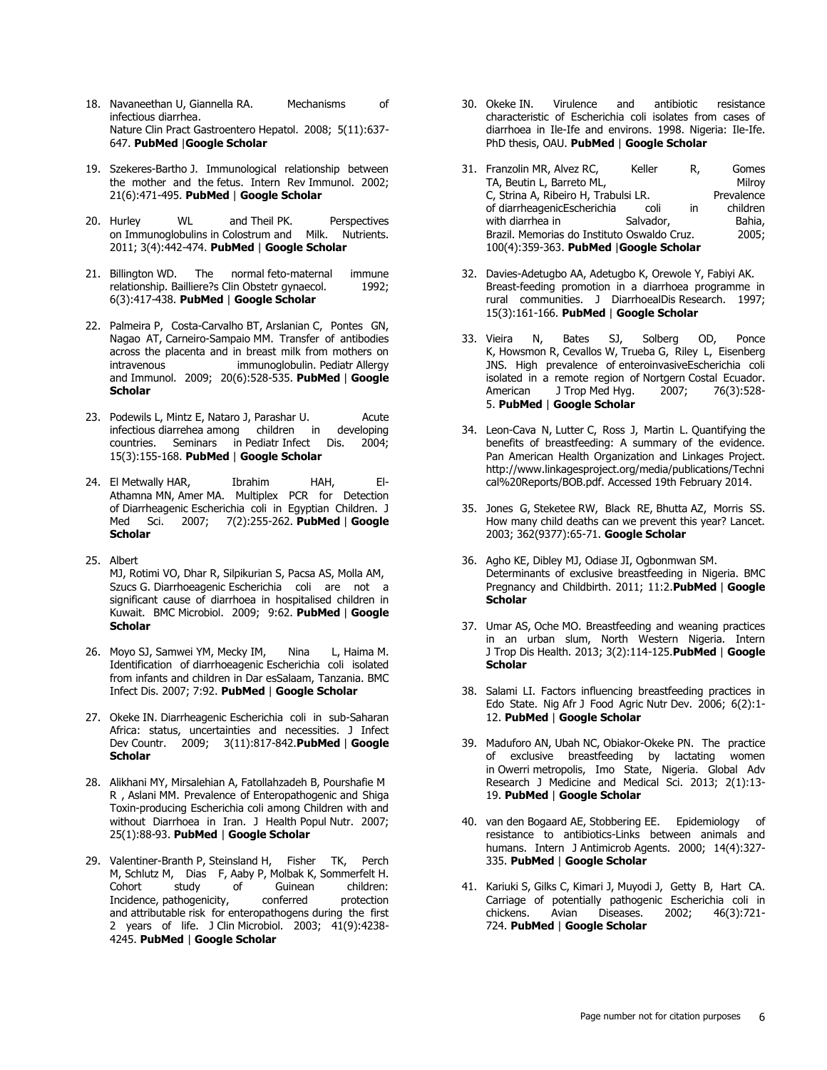18. Navaneethan U, Giannella RA. Mechanisms of infectious diarrhea. Nature Clin Pract Gastroentero Hepatol. 2008; 5(11):637-647. **PubMed** |**Google Scholar**

19. Szekeres-Bartho J. Immunological relationship between the mother and the fetus. Intern Rev Immunol. 2002; 21(6):471-495. **PubMed** | **Google Scholar**

20. Hurley WL and Theil PK. Perspectives on Immunoglobulins in Colostrum and Milk. Nutrients. 2011; 3(4):442-474. **PubMed** | **Google Scholar**

21. Billington WD. The normal feto-maternal immune relationship. Bailliere?s Clin Obstetr gynaecol. 1992; 6(3):417-438. **PubMed** | **Google Scholar**

22. Palmeira P, Costa-Carvalho BT, Arslanian C, Pontes GN, Nagao AT, Carneiro-Sampaio MM. Transfer of antibodies across the placenta and in breast milk from mothers on intravenous immunoglobulin. Pediatr Allergy and Immunol. 2009; 20(6):528-535. **PubMed** | **Google Scholar**

23. Podewils L, Mintz E, Nataro J, Parashar U. Acute infectious diarrehea among children in developing countries. Seminars in Pediatr Infect Dis. 2004; 15(3):155-168. **PubMed** | **Google Scholar**

24. El Metwally HAR, Ibrahim HAH, El-Athamna MN, Amer MA. Multiplex PCR for Detection of Diarrheagenic Escherichia coli in Egyptian Children. J Med Sci. 2007; 7(2):255-262. **PubMed** | **Google Scholar**

25. Albert MJ, Rotimi VO, Dhar R, Silpikurian S, Pacsa AS, Molla AM, Szucs G. Diarrhoeagenic Escherichia coli are not a significant cause of diarrhoea in hospitalised children in Kuwait. BMC Microbiol. 2009; 9:62. **PubMed** | **Google Scholar**

26. Moyo SJ, Samwei YM, Mecky IM, Nina L, Haima M. Identification of diarrhoeagenic Escherichia coli isolated from infants and children in Dar esSalaam, Tanzania. BMC Infect Dis. 2007; 7:92. **PubMed** | **Google Scholar**

27. Okeke IN. Diarrheagenic Escherichia coli in sub-Saharan Africa: status, uncertainties and necessities. J Infect Dev Countr. 2009; 3(11):817-842.**PubMed** | **Google Scholar**

28. Alikhani MY, Mirsalehian A, Fatollahzadeh B, Pourshafie M R , Aslani MM. Prevalence of Enteropathogenic and Shiga Toxin-producing Escherichia coli among Children with and without Diarrhoea in Iran. J Health Popul Nutr. 2007; 25(1):88-93. **PubMed** | **Google Scholar**

29. Valentiner-Branth P, Steinsland H, Fisher TK, Perch M, Schlutz M, Dias F, Aaby P, Molbak K, Sommerfelt H. Cohort study of Guinean children: Incidence, pathogenicity, conferred protection and attributable risk for enteropathogens during the first 2 years of life. J Clin Microbiol. 2003; 41(9):4238-4245. **PubMed** | **Google Scholar**

30. Okeke IN. Virulence and antibiotic resistance characteristic of Escherichia coli isolates from cases of diarrhoea in Ile-Ife and environs. 1998. Nigeria: Ile-Ife. PhD thesis, OAU. **PubMed** | **Google Scholar**

31. Franzolin MR, Alvez RC, Keller R, Gomes TA, Beutin L, Barreto ML, Milroy C, Strina A, Ribeiro H, Trabulsi LR. Prevalence of diarrheagenicEscherichia coli in children with diarrhea in Salvador, Bahia, Brazil. Memorias do Instituto Oswaldo Cruz. 2005; 100(4):359-363. **PubMed** |**Google Scholar**

32. Davies-Adetugbo AA, Adetugbo K, Orewole Y, Fabiyi AK. Breast-feeding promotion in a diarrhoea programme in rural communities. J DiarrhoealDis Research. 1997; 15(3):161-166. **PubMed** | **Google Scholar**

33. Vieira N, Bates SJ, Solberg OD, Ponce K, Howsmon R, Cevallos W, Trueba G, Riley L, Eisenberg JNS. High prevalence of enteroinvasiveEscherichia coli isolated in a remote region of Nortgern Costal Ecuador. American J Trop Med Hyg. 2007; 76(3):528-5. **PubMed** | **Google Scholar**

34. Leon-Cava N, Lutter C, Ross J, Martin L. Quantifying the benefits of breastfeeding: A summary of the evidence. Pan American Health Organization and Linkages Project. http://www.linkagesproject.org/media/publications/Technical%20Reports/BOB.pdf. Accessed 19th February 2014.

35. Jones G, Steketee RW, Black RE, Bhutta AZ, Morris SS. How many child deaths can we prevent this year? Lancet. 2003; 362(9377):65-71. **Google Scholar**

36. Agho KE, Dibley MJ, Odiase JI, Ogbonmwan SM. Determinants of exclusive breastfeeding in Nigeria. BMC Pregnancy and Childbirth. 2011; 11:2.**PubMed** | **Google Scholar**

37. Umar AS, Oche MO. Breastfeeding and weaning practices in an urban slum, North Western Nigeria. Intern J Trop Dis Health. 2013; 3(2):114-125.**PubMed** | **Google Scholar**

38. Salami LI. Factors influencing breastfeeding practices in Edo State. Nig Afr J Food Agric Nutr Dev. 2006; 6(2):1-12. **PubMed** | **Google Scholar**

39. Maduforo AN, Ubah NC, Obiakor-Okeke PN. The practice of exclusive breastfeeding by lactating women in Owerri metropolis, Imo State, Nigeria. Global Adv Research J Medicine and Medical Sci. 2013; 2(1):13-19. **PubMed** | **Google Scholar**

40. van den Bogaard AE, Stobbering EE. Epidemiology of resistance to antibiotics-Links between animals and humans. Intern J Antimicrob Agents. 2000; 14(4):327-335. **PubMed** | **Google Scholar**

41. Kariuki S, Gilks C, Kimari J, Muyodi J, Getty B, Hart CA. Carriage of potentially pathogenic Escherichia coli in chickens. Avian Diseases. 2002; 46(3):721-724. **PubMed** | **Google Scholar**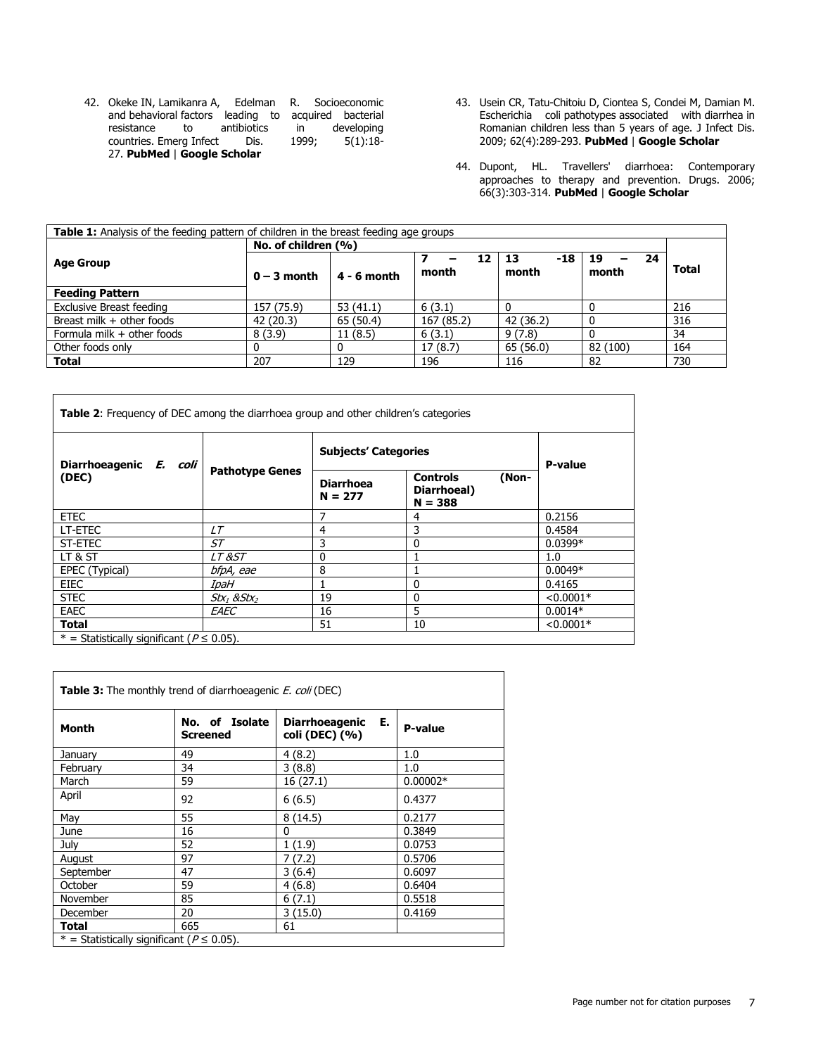42. Okeke IN, Lamikanra A, Edelman R. Socioeconomic and behavioral factors leading to acquired bacterial resistance to antibiotics in developing countries. Emerg Infect Dis. 1999; 5(1):18-27. **PubMed** | **Google Scholar**

43. Usein CR, Tatu-Chitoiu D, Ciontea S, Condei M, Damian M. Escherichia coli pathotypes associated with diarrhea in Romanian children less than 5 years of age. J Infect Dis. 2009; 62(4):289-293. **PubMed** | **Google Scholar**

44. Dupont, HL. Travellers' diarrhoea: Contemporary approaches to therapy and prevention. Drugs. 2006; 66(3):303-314. **PubMed** | **Google Scholar**

**Table 1:** Analysis of the feeding pattern of children in the breast feeding age groups

| Age Group | No. of children (%) | | | | | Total |
|---|---|---|---|---|---|---|
| | 0 – 3 month | 4 - 6 month | 7 – 12 month | 13 -18 month | 19 – 24 month | |
| **Feeding Pattern** | | | | | | |
| Exclusive Breast feeding | 157 (75.9) | 53 (41.1) | 6 (3.1) | 0 | 0 | 216 |
| Breast milk + other foods | 42 (20.3) | 65 (50.4) | 167 (85.2) | 42 (36.2) | 0 | 316 |
| Formula milk + other foods | 8 (3.9) | 11 (8.5) | 6 (3.1) | 9 (7.8) | 0 | 34 |
| Other foods only | 0 | 0 | 17 (8.7) | 65 (56.0) | 82 (100) | 164 |
| **Total** | 207 | 129 | 196 | 116 | 82 | 730 |

**Table 2**: Frequency of DEC among the diarrhoea group and other children's categories

| Diarrhoeagenic *E. coli* (DEC) | Pathotype Genes | Subjects' Categories | | P-value |
|---|---|---|---|---|
| | | Diarrhoea N = 277 | Controls (Non-Diarrhoeal) N = 388 | |
| ETEC | | 7 | 4 | 0.2156 |
| LT-ETEC | *LT* | 4 | 3 | 0.4584 |
| ST-ETEC | *ST* | 3 | 0 | 0.0399* |
| LT & ST | *LT &ST* | 0 | 1 | 1.0 |
| EPEC (Typical) | *bfpA, eae* | 8 | 1 | 0.0049* |
| EIEC | *IpaH* | 1 | 0 | 0.4165 |
| STEC | $Stx_1$ &$Stx_2$ | 19 | 0 | <0.0001* |
| EAEC | *EAEC* | 16 | 5 | 0.0014* |
| **Total** | | 51 | 10 | <0.0001* |

\* = Statistically significant ($P \leq 0.05$).

**Table 3:** The monthly trend of diarrhoeagenic *E. coli* (DEC)

| Month | No. of Isolate Screened | Diarrhoeagenic E. coli (DEC) (%) | P-value |
|---|---|---|---|
| January | 49 | 4 (8.2) | 1.0 |
| February | 34 | 3 (8.8) | 1.0 |
| March | 59 | 16 (27.1) | 0.00002* |
| April | 92 | 6 (6.5) | 0.4377 |
| May | 55 | 8 (14.5) | 0.2177 |
| June | 16 | 0 | 0.3849 |
| July | 52 | 1 (1.9) | 0.0753 |
| August | 97 | 7 (7.2) | 0.5706 |
| September | 47 | 3 (6.4) | 0.6097 |
| October | 59 | 4 (6.8) | 0.6404 |
| November | 85 | 6 (7.1) | 0.5518 |
| December | 20 | 3 (15.0) | 0.4169 |
| **Total** | 665 | 61 | |

\* = Statistically significant ($P \leq 0.05$).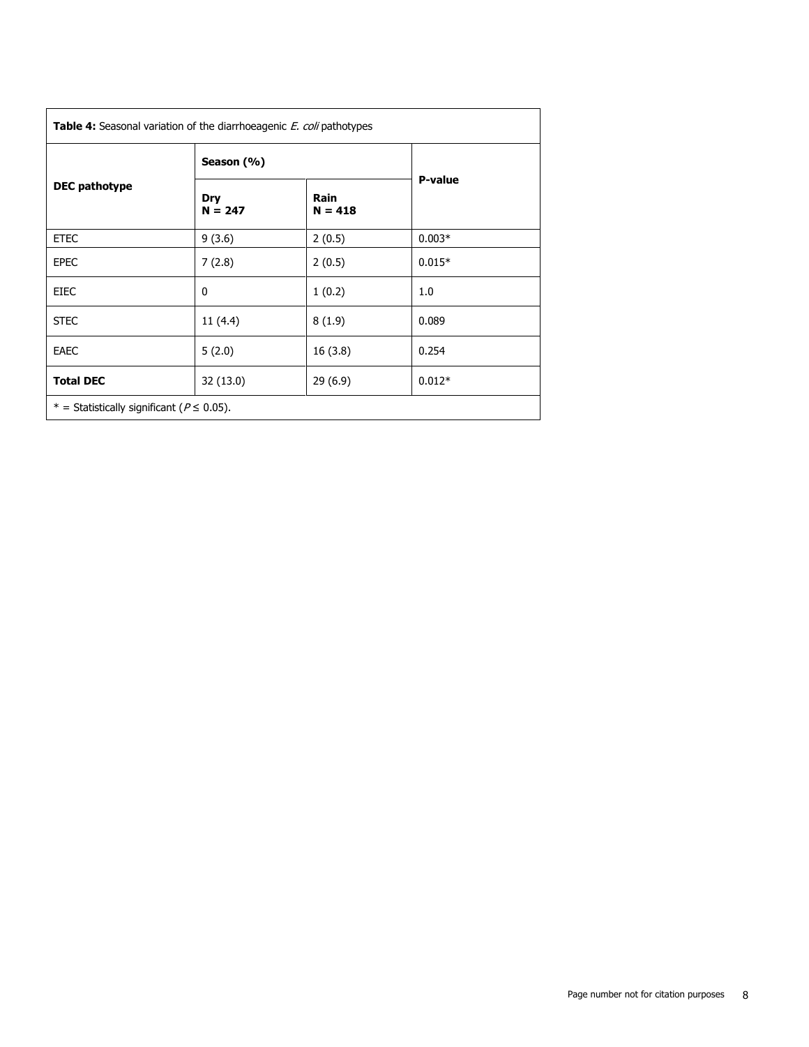**Table 4:** Seasonal variation of the diarrhoeagenic *E. coli* pathotypes

| DEC pathotype | Season (%) | | P-value |
|---|---|---|---|
| | Dry N = 247 | Rain N = 418 | |
| ETEC | 9 (3.6) | 2 (0.5) | 0.003* |
| EPEC | 7 (2.8) | 2 (0.5) | 0.015* |
| EIEC | 0 | 1 (0.2) | 1.0 |
| STEC | 11 (4.4) | 8 (1.9) | 0.089 |
| EAEC | 5 (2.0) | 16 (3.8) | 0.254 |
| **Total DEC** | 32 (13.0) | 29 (6.9) | 0.012* |

* = Statistically significant ($P \leq 0.05$).